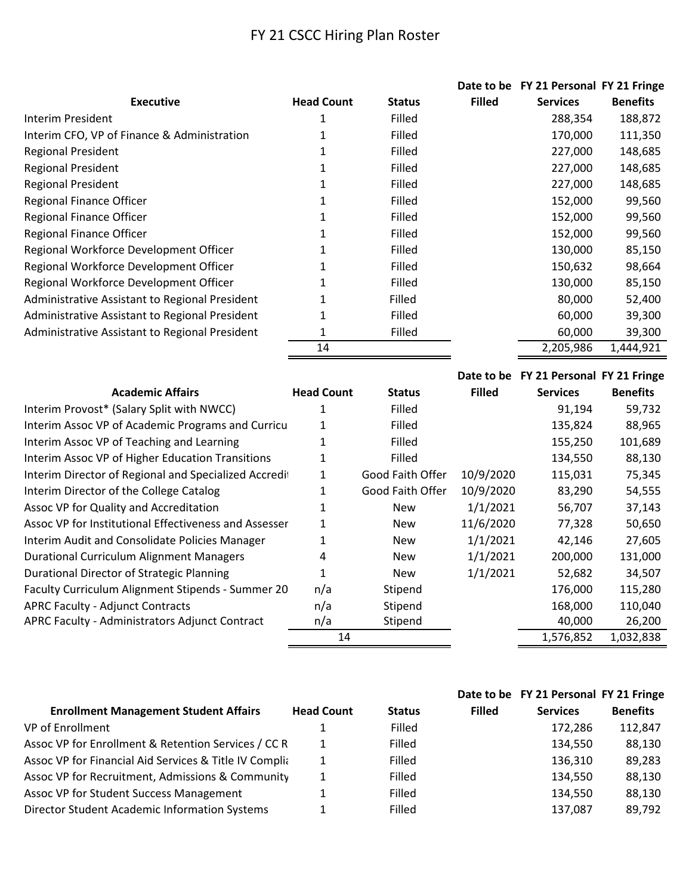# FY 21 CSCC Hiring Plan Roster

| Executive | Head Count | Status | Date to be Filled | FY 21 Personal Services | FY 21 Fringe Benefits |
|---|---|---|---|---|---|
| Interim President | 1 | Filled | | 288,354 | 188,872 |
| Interim CFO, VP of Finance & Administration | 1 | Filled | | 170,000 | 111,350 |
| Regional President | 1 | Filled | | 227,000 | 148,685 |
| Regional President | 1 | Filled | | 227,000 | 148,685 |
| Regional President | 1 | Filled | | 227,000 | 148,685 |
| Regional Finance Officer | 1 | Filled | | 152,000 | 99,560 |
| Regional Finance Officer | 1 | Filled | | 152,000 | 99,560 |
| Regional Finance Officer | 1 | Filled | | 152,000 | 99,560 |
| Regional Workforce Development Officer | 1 | Filled | | 130,000 | 85,150 |
| Regional Workforce Development Officer | 1 | Filled | | 150,632 | 98,664 |
| Regional Workforce Development Officer | 1 | Filled | | 130,000 | 85,150 |
| Administrative Assistant to Regional President | 1 | Filled | | 80,000 | 52,400 |
| Administrative Assistant to Regional President | 1 | Filled | | 60,000 | 39,300 |
| Administrative Assistant to Regional President | 1 | Filled | | 60,000 | 39,300 |
| | 14 | | | 2,205,986 | 1,444,921 |

| Academic Affairs | Head Count | Status | Date to be Filled | FY 21 Personal Services | FY 21 Fringe Benefits |
|---|---|---|---|---|---|
| Interim Provost* (Salary Split with NWCC) | 1 | Filled | | 91,194 | 59,732 |
| Interim Assoc VP of Academic Programs and Curricu | 1 | Filled | | 135,824 | 88,965 |
| Interim Assoc VP of Teaching and Learning | 1 | Filled | | 155,250 | 101,689 |
| Interim Assoc VP of Higher Education Transitions | 1 | Filled | | 134,550 | 88,130 |
| Interim Director of Regional and Specialized Accredit | 1 | Good Faith Offer | 10/9/2020 | 115,031 | 75,345 |
| Interim Director of the College Catalog | 1 | Good Faith Offer | 10/9/2020 | 83,290 | 54,555 |
| Assoc VP for Quality and Accreditation | 1 | New | 1/1/2021 | 56,707 | 37,143 |
| Assoc VP for Institutional Effectiveness and Assessen | 1 | New | 11/6/2020 | 77,328 | 50,650 |
| Interim Audit and Consolidate Policies Manager | 1 | New | 1/1/2021 | 42,146 | 27,605 |
| Durational Curriculum Alignment Managers | 4 | New | 1/1/2021 | 200,000 | 131,000 |
| Durational Director of Strategic Planning | 1 | New | 1/1/2021 | 52,682 | 34,507 |
| Faculty Curriculum Alignment Stipends - Summer 20 | n/a | Stipend | | 176,000 | 115,280 |
| APRC Faculty - Adjunct Contracts | n/a | Stipend | | 168,000 | 110,040 |
| APRC Faculty - Administrators Adjunct Contract | n/a | Stipend | | 40,000 | 26,200 |
| | 14 | | | 1,576,852 | 1,032,838 |

| Enrollment Management Student Affairs | Head Count | Status | Date to be Filled | FY 21 Personal Services | FY 21 Fringe Benefits |
|---|---|---|---|---|---|
| VP of Enrollment | 1 | Filled | | 172,286 | 112,847 |
| Assoc VP for Enrollment & Retention Services / CC R | 1 | Filled | | 134,550 | 88,130 |
| Assoc VP for Financial Aid Services & Title IV Complia | 1 | Filled | | 136,310 | 89,283 |
| Assoc VP for Recruitment, Admissions & Community | 1 | Filled | | 134,550 | 88,130 |
| Assoc VP for Student Success Management | 1 | Filled | | 134,550 | 88,130 |
| Director Student Academic Information Systems | 1 | Filled | | 137,087 | 89,792 |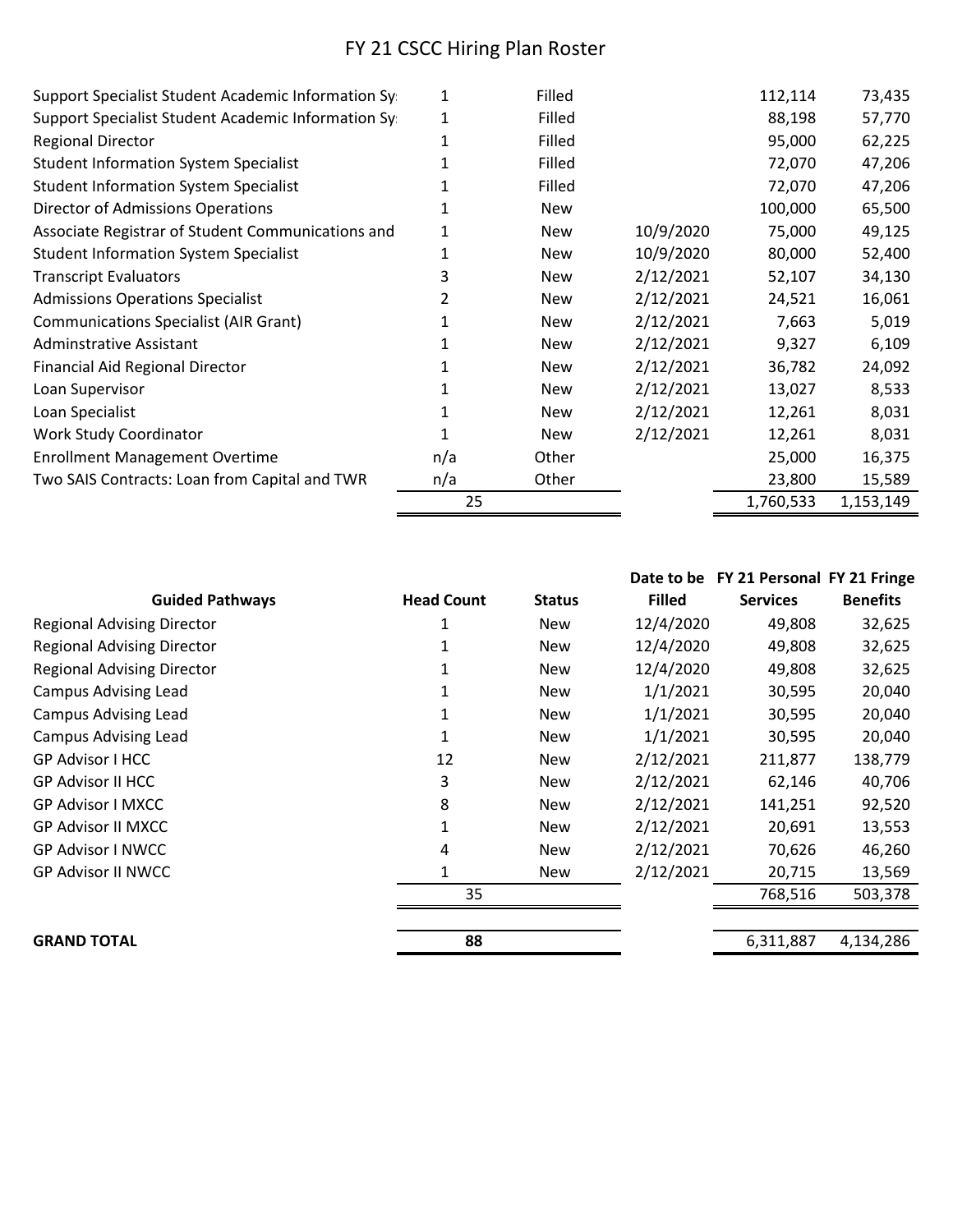# FY 21 CSCC Hiring Plan Roster

| | | | | | |
|---|---|---|---|---|---|
| Support Specialist Student Academic Information Sy | 1 | Filled | | 112,114 | 73,435 |
| Support Specialist Student Academic Information Sy | 1 | Filled | | 88,198 | 57,770 |
| Regional Director | 1 | Filled | | 95,000 | 62,225 |
| Student Information System Specialist | 1 | Filled | | 72,070 | 47,206 |
| Student Information System Specialist | 1 | Filled | | 72,070 | 47,206 |
| Director of Admissions Operations | 1 | New | | 100,000 | 65,500 |
| Associate Registrar of Student Communications and | 1 | New | 10/9/2020 | 75,000 | 49,125 |
| Student Information System Specialist | 1 | New | 10/9/2020 | 80,000 | 52,400 |
| Transcript Evaluators | 3 | New | 2/12/2021 | 52,107 | 34,130 |
| Admissions Operations Specialist | 2 | New | 2/12/2021 | 24,521 | 16,061 |
| Communications Specialist (AIR Grant) | 1 | New | 2/12/2021 | 7,663 | 5,019 |
| Adminstrative Assistant | 1 | New | 2/12/2021 | 9,327 | 6,109 |
| Financial Aid Regional Director | 1 | New | 2/12/2021 | 36,782 | 24,092 |
| Loan Supervisor | 1 | New | 2/12/2021 | 13,027 | 8,533 |
| Loan Specialist | 1 | New | 2/12/2021 | 12,261 | 8,031 |
| Work Study Coordinator | 1 | New | 2/12/2021 | 12,261 | 8,031 |
| Enrollment Management Overtime | n/a | Other | | 25,000 | 16,375 |
| Two SAIS Contracts: Loan from Capital and TWR | n/a | Other | | 23,800 | 15,589 |
| | 25 | | | 1,760,533 | 1,153,149 |

| Guided Pathways | Head Count | Status | Date to be Filled | FY 21 Personal Services | FY 21 Fringe Benefits |
|---|---|---|---|---|---|
| Regional Advising Director | 1 | New | 12/4/2020 | 49,808 | 32,625 |
| Regional Advising Director | 1 | New | 12/4/2020 | 49,808 | 32,625 |
| Regional Advising Director | 1 | New | 12/4/2020 | 49,808 | 32,625 |
| Campus Advising Lead | 1 | New | 1/1/2021 | 30,595 | 20,040 |
| Campus Advising Lead | 1 | New | 1/1/2021 | 30,595 | 20,040 |
| Campus Advising Lead | 1 | New | 1/1/2021 | 30,595 | 20,040 |
| GP Advisor I HCC | 12 | New | 2/12/2021 | 211,877 | 138,779 |
| GP Advisor II HCC | 3 | New | 2/12/2021 | 62,146 | 40,706 |
| GP Advisor I MXCC | 8 | New | 2/12/2021 | 141,251 | 92,520 |
| GP Advisor II MXCC | 1 | New | 2/12/2021 | 20,691 | 13,553 |
| GP Advisor I NWCC | 4 | New | 2/12/2021 | 70,626 | 46,260 |
| GP Advisor II NWCC | 1 | New | 2/12/2021 | 20,715 | 13,569 |
| | 35 | | | 768,516 | 503,378 |
| **GRAND TOTAL** | **88** | | | 6,311,887 | 4,134,286 |